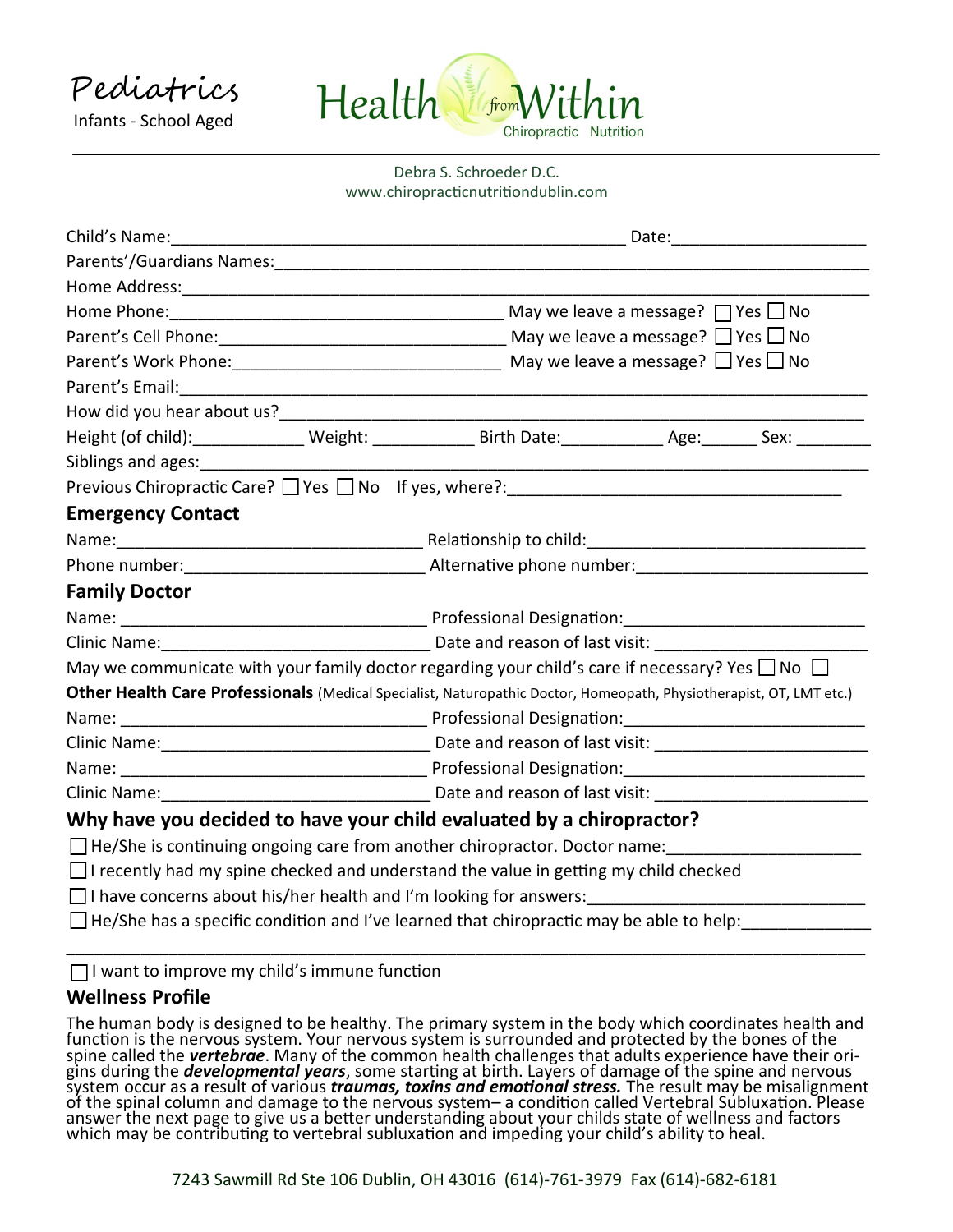Pediatrics

Infants - School Aged

# Health from Within

Chiropractic Nutrition

Debra S. Schroeder D.C.
www.chiropracticnutritiondublin.com

Child's Name:__________________________________________ Date:____________________

Parents'/Guardians Names:____________________________________________________________

Home Address:_____________________________________________________________________

Home Phone:_______________________________ May we leave a message? ☐ Yes ☐ No

Parent's Cell Phone:___________________________ May we leave a message? ☐ Yes ☐ No

Parent's Work Phone:__________________________ May we leave a message? ☐ Yes ☐ No

Parent's Email:____________________________________________________________________

How did you hear about us?__________________________________________________________

Height (of child):__________ Weight: __________ Birth Date:__________ Age:______ Sex: ________

Siblings and ages:__________________________________________________________________

Previous Chiropractic Care? ☐ Yes ☐ No If yes, where?:_______________________________

## Emergency Contact

Name:______________________________ Relationship to child:___________________________

Phone number:_______________________ Alternative phone number:______________________

## Family Doctor

Name: ______________________________ Professional Designation:_______________________

Clinic Name:__________________________ Date and reason of last visit: ____________________

May we communicate with your family doctor regarding your child's care if necessary? Yes ☐ No ☐

**Other Health Care Professionals** (Medical Specialist, Naturopathic Doctor, Homeopath, Physiotherapist, OT, LMT etc.)

Name: ______________________________ Professional Designation:_______________________

Clinic Name:__________________________ Date and reason of last visit: ____________________

Name: ______________________________ Professional Designation:_______________________

Clinic Name:__________________________ Date and reason of last visit: ____________________

## Why have you decided to have your child evaluated by a chiropractor?

☐ He/She is continuing ongoing care from another chiropractor. Doctor name:___________________

☐ I recently had my spine checked and understand the value in getting my child checked

☐ I have concerns about his/her health and I'm looking for answers:__________________________

☐ He/She has a specific condition and I've learned that chiropractic may be able to help:___________

_____________________________________________________________________________

☐ I want to improve my child's immune function

## Wellness Profile

The human body is designed to be healthy. The primary system in the body which coordinates health and function is the nervous system. Your nervous system is surrounded and protected by the bones of the spine called the ***vertebrae***. Many of the common health challenges that adults experience have their origins during the ***developmental years***, some starting at birth. Layers of damage of the spine and nervous system occur as a result of various ***traumas, toxins and emotional stress.*** The result may be misalignment of the spinal column and damage to the nervous system– a condition called Vertebral Subluxation. Please answer the next page to give us a better understanding about your childs state of wellness and factors which may be contributing to vertebral subluxation and impeding your child's ability to heal.

7243 Sawmill Rd Ste 106 Dublin, OH 43016 (614)-761-3979 Fax (614)-682-6181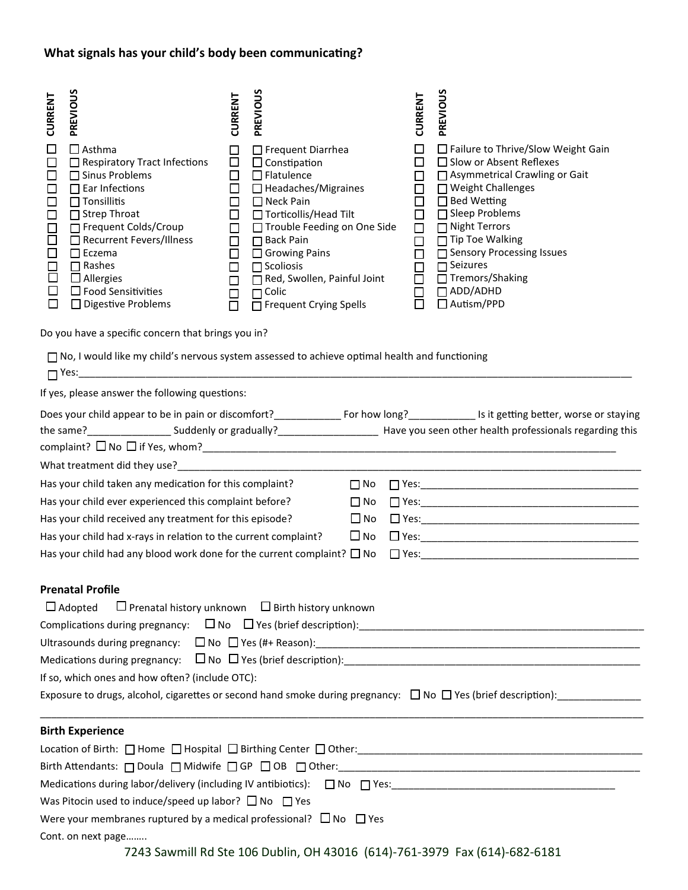## What signals has your child's body been communicating?

| CURRENT | PREVIOUS | | CURRENT | PREVIOUS | | CURRENT | PREVIOUS | |
|---|---|---|---|---|---|---|---|---|
| ☐ | ☐ | Asthma | ☐ | ☐ | Frequent Diarrhea | ☐ | ☐ | Failure to Thrive/Slow Weight Gain |
| ☐ | ☐ | Respiratory Tract Infections | ☐ | ☐ | Constipation | ☐ | ☐ | Slow or Absent Reflexes |
| ☐ | ☐ | Sinus Problems | ☐ | ☐ | Flatulence | ☐ | ☐ | Asymmetrical Crawling or Gait |
| ☐ | ☐ | Ear Infections | ☐ | ☐ | Headaches/Migraines | ☐ | ☐ | Weight Challenges |
| ☐ | ☐ | Tonsillitis | ☐ | ☐ | Neck Pain | ☐ | ☐ | Bed Wetting |
| ☐ | ☐ | Strep Throat | ☐ | ☐ | Torticollis/Head Tilt | ☐ | ☐ | Sleep Problems |
| ☐ | ☐ | Frequent Colds/Croup | ☐ | ☐ | Trouble Feeding on One Side | ☐ | ☐ | Night Terrors |
| ☐ | ☐ | Recurrent Fevers/Illness | ☐ | ☐ | Back Pain | ☐ | ☐ | Tip Toe Walking |
| ☐ | ☐ | Eczema | ☐ | ☐ | Growing Pains | ☐ | ☐ | Sensory Processing Issues |
| ☐ | ☐ | Rashes | ☐ | ☐ | Scoliosis | ☐ | ☐ | Seizures |
| ☐ | ☐ | Allergies | ☐ | ☐ | Red, Swollen, Painful Joint | ☐ | ☐ | Tremors/Shaking |
| ☐ | ☐ | Food Sensitivities | ☐ | ☐ | Colic | ☐ | ☐ | ADD/ADHD |
| ☐ | ☐ | Digestive Problems | ☐ | ☐ | Frequent Crying Spells | ☐ | ☐ | Autism/PPD |

Do you have a specific concern that brings you in?

☐ No, I would like my child's nervous system assessed to achieve optimal health and functioning

☐ Yes:______________________________________________________________________________________

If yes, please answer the following questions:

Does your child appear to be in pain or discomfort?___________ For how long?___________ Is it getting better, worse or staying the same?______________ Suddenly or gradually?_________________ Have you seen other health professionals regarding this complaint? ☐ No ☐ If Yes, whom?_____________________________________________________________________

What treatment did they use?______________________________________________________________________________

Has your child taken any medication for this complaint? ☐ No ☐ Yes:_______________________________________

Has your child ever experienced this complaint before? ☐ No ☐ Yes:_______________________________________

Has your child received any treatment for this episode? ☐ No ☐ Yes:_______________________________________

Has your child had x-rays in relation to the current complaint? ☐ No ☐ Yes:_______________________________________

Has your child had any blood work done for the current complaint? ☐ No ☐ Yes:_______________________________________

### Prenatal Profile

☐ Adopted ☐ Prenatal history unknown ☐ Birth history unknown

Complications during pregnancy: ☐ No ☐ Yes (brief description):_________________________________________________

Ultrasounds during pregnancy: ☐ No ☐ Yes (#+ Reason):_________________________________________________________

Medications during pregnancy: ☐ No ☐ Yes (brief description):__________________________________________________

If so, which ones and how often? (include OTC):

Exposure to drugs, alcohol, cigarettes or second hand smoke during pregnancy: ☐ No ☐ Yes (brief description):______________

_____________________________________________________________________________________________________

### Birth Experience

Location of Birth: ☐ Home ☐ Hospital ☐ Birthing Center ☐ Other:_______________________________________________

Birth Attendants: ☐ Doula ☐ Midwife ☐ GP ☐ OB ☐ Other:_____________________________________________________

Medications during labor/delivery (including IV antibiotics): ☐ No ☐ Yes:_______________________________________

Was Pitocin used to induce/speed up labor? ☐ No ☐ Yes

Were your membranes ruptured by a medical professional? ☐ No ☐ Yes

Cont. on next page……..

7243 Sawmill Rd Ste 106 Dublin, OH 43016 (614)-761-3979 Fax (614)-682-6181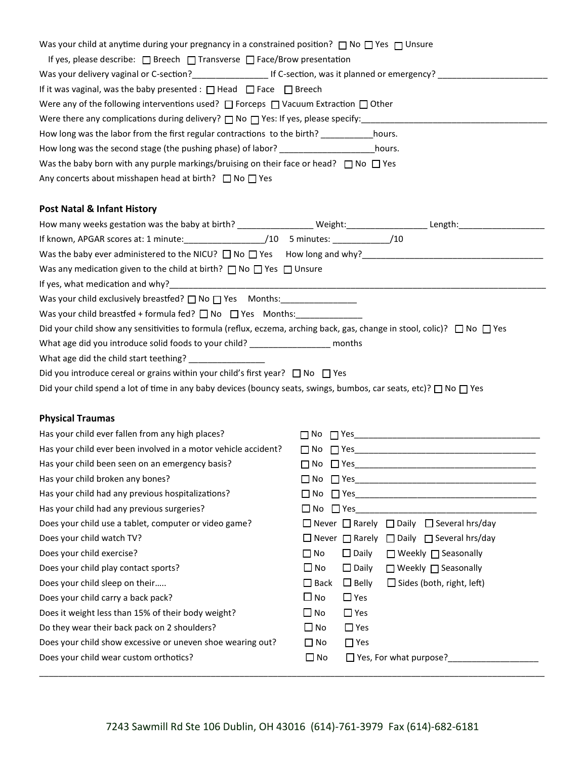Was your child at anytime during your pregnancy in a constrained position? ☐ No ☐ Yes ☐ Unsure

If yes, please describe: ☐ Breech ☐ Transverse ☐ Face/Brow presentation

Was your delivery vaginal or C-section?________________ If C-section, was it planned or emergency? _______________________

If it was vaginal, was the baby presented : ☐ Head ☐ Face ☐ Breech

Were any of the following interventions used? ☐ Forceps ☐ Vacuum Extraction ☐ Other

Were there any complications during delivery? ☐ No ☐ Yes: If yes, please specify:________________________________________

How long was the labor from the first regular contractions to the birth? ___________hours.

How long was the second stage (the pushing phase) of labor? ____________________hours.

Was the baby born with any purple markings/bruising on their face or head? ☐ No ☐ Yes

Any concerts about misshapen head at birth? ☐ No ☐ Yes

### Post Natal & Infant History

How many weeks gestation was the baby at birth? ________________ Weight:_________________ Length:__________________

If known, APGAR scores at: 1 minute:_________________/10 5 minutes: ____________/10

Was the baby ever administered to the NICU? ☐ No ☐ Yes How long and why?_______________________________________

Was any medication given to the child at birth? ☐ No ☐ Yes ☐ Unsure

If yes, what medication and why?__________________________________________________________________________________

Was your child exclusively breastfed? ☐ No ☐ Yes Months:________________

Was your child breastfed + formula fed? ☐ No ☐ Yes Months:______________

Did your child show any sensitivities to formula (reflux, eczema, arching back, gas, change in stool, colic)? ☐ No ☐ Yes

What age did you introduce solid foods to your child? _________________ months

What age did the child start teething? ________________

Did you introduce cereal or grains within your child's first year? ☐ No ☐ Yes

Did your child spend a lot of time in any baby devices (bouncy seats, swings, bumbos, car seats, etc)? ☐ No ☐ Yes

### Physical Traumas

Has your child ever fallen from any high places? ☐ No ☐ Yes________________________________________

Has your child ever been involved in a motor vehicle accident? ☐ No ☐ Yes_______________________________________

Has your child been seen on an emergency basis? ☐ No ☐ Yes_______________________________________

Has your child broken any bones? ☐ No ☐ Yes_______________________________________

Has your child had any previous hospitalizations? ☐ No ☐ Yes_______________________________________

Has your child had any previous surgeries? ☐ No ☐ Yes_______________________________________

Does your child use a tablet, computer or video game? ☐ Never ☐ Rarely ☐ Daily ☐ Several hrs/day

Does your child watch TV? ☐ Never ☐ Rarely ☐ Daily ☐ Several hrs/day

Does your child exercise? ☐ No ☐ Daily ☐ Weekly ☐ Seasonally

Does your child play contact sports? ☐ No ☐ Daily ☐ Weekly ☐ Seasonally

Does your child sleep on their….. ☐ Back ☐ Belly ☐ Sides (both, right, left)

Does your child carry a back pack? ☐ No ☐ Yes

Does it weight less than 15% of their body weight? ☐ No ☐ Yes

Do they wear their back pack on 2 shoulders? ☐ No ☐ Yes

Does your child show excessive or uneven shoe wearing out? ☐ No ☐ Yes

Does your child wear custom orthotics? ☐ No ☐ Yes, For what purpose?___________________

_____________________________________________________________________________________________________

7243 Sawmill Rd Ste 106 Dublin, OH 43016 (614)-761-3979 Fax (614)-682-6181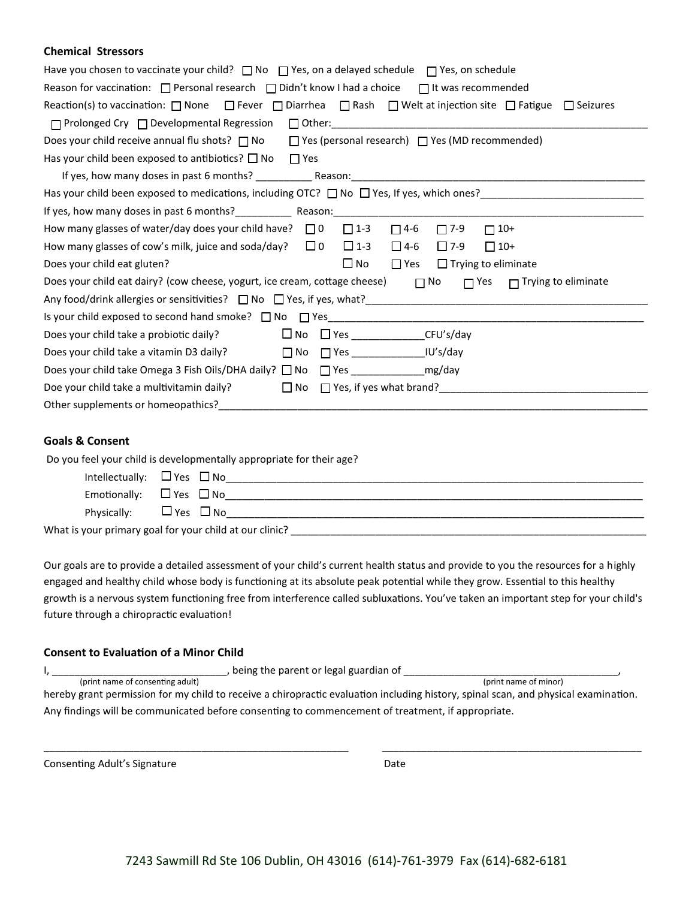### Chemical Stressors

Have you chosen to vaccinate your child? ☐ No ☐ Yes, on a delayed schedule ☐ Yes, on schedule

Reason for vaccination: ☐ Personal research ☐ Didn't know I had a choice ☐ It was recommended

Reaction(s) to vaccination: ☐ None ☐ Fever ☐ Diarrhea ☐ Rash ☐ Welt at injection site ☐ Fatigue ☐ Seizures ☐ Prolonged Cry ☐ Developmental Regression ☐ Other:____________________________________________________

Does your child receive annual flu shots? ☐ No ☐ Yes (personal research) ☐ Yes (MD recommended)

Has your child been exposed to antibiotics? ☐ No ☐ Yes

If yes, how many doses in past 6 months? __________ Reason:____________________________________________________

Has your child been exposed to medications, including OTC? ☐ No ☐ Yes, If yes, which ones?_____________________________

If yes, how many doses in past 6 months?__________ Reason:____________________________________________________

How many glasses of water/day does your child have? ☐ 0 ☐ 1-3 ☐ 4-6 ☐ 7-9 ☐ 10+

How many glasses of cow's milk, juice and soda/day? ☐ 0 ☐ 1-3 ☐ 4-6 ☐ 7-9 ☐ 10+

Does your child eat gluten? ☐ No ☐ Yes ☐ Trying to eliminate

Does your child eat dairy? (cow cheese, yogurt, ice cream, cottage cheese) ☐ No ☐ Yes ☐ Trying to eliminate

Any food/drink allergies or sensitivities? ☐ No ☐ Yes, if yes, what?____________________________________________________

Is your child exposed to second hand smoke? ☐ No ☐ Yes____________________________________________________

Does your child take a probiotic daily? ☐ No ☐ Yes _____________CFU's/day

Does your child take a vitamin D3 daily? ☐ No ☐ Yes _____________IU's/day

Does your child take Omega 3 Fish Oils/DHA daily? ☐ No ☐ Yes _____________mg/day

Doe your child take a multivitamin daily? ☐ No ☐ Yes, if yes what brand?____________________________________

Other supplements or homeopathics?____________________________________________________________________

### Goals & Consent

Do you feel your child is developmentally appropriate for their age?

Intellectually: ☐ Yes ☐ No____________________________________________________________

Emotionally: ☐ Yes ☐ No____________________________________________________________

Physically: ☐ Yes ☐ No____________________________________________________________

What is your primary goal for your child at our clinic? ____________________________________________________

Our goals are to provide a detailed assessment of your child's current health status and provide to you the resources for a highly engaged and healthy child whose body is functioning at its absolute peak potential while they grow. Essential to this healthy growth is a nervous system functioning free from interference called subluxations. You've taken an important step for your child's future through a chiropractic evaluation!

### Consent to Evaluation of a Minor Child

I, ______________________________ (print name of consenting adult), being the parent or legal guardian of ______________________________________ (print name of minor), hereby grant permission for my child to receive a chiropractic evaluation including history, spinal scan, and physical examination. Any findings will be communicated before consenting to commencement of treatment, if appropriate.

_______________________________________________________ Consenting Adult's Signature

_______________________________________________ Date

7243 Sawmill Rd Ste 106 Dublin, OH 43016 (614)-761-3979 Fax (614)-682-6181